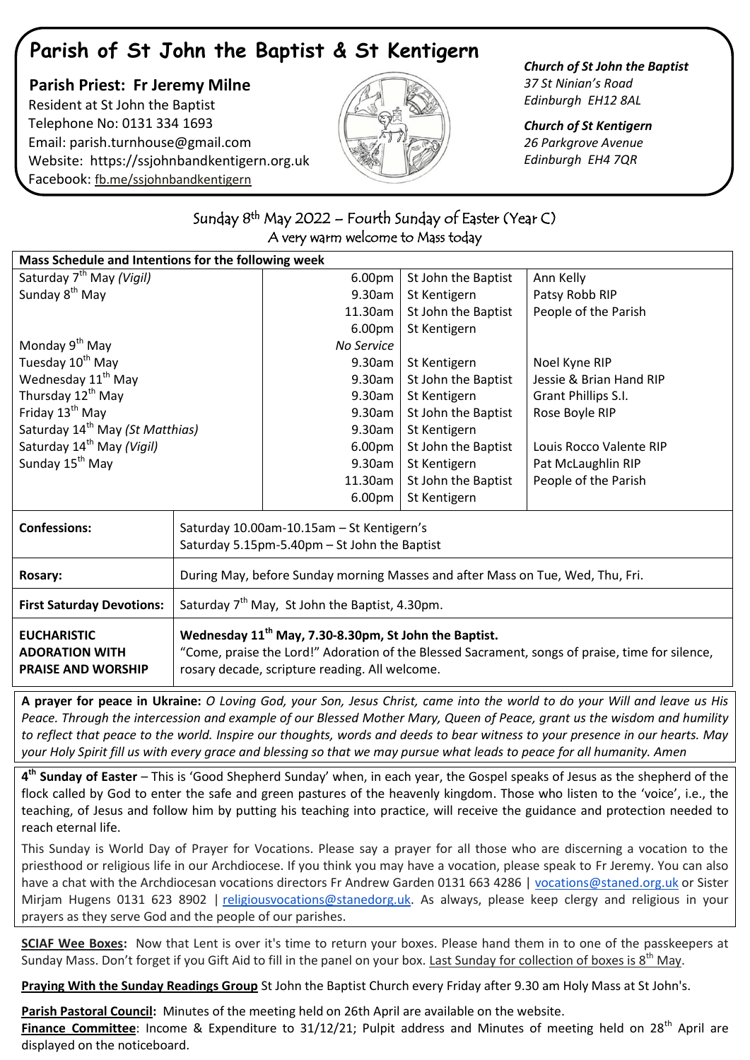# Parish of St John the Baptist & St Kentigern

**Parish Priest: Fr Jeremy Milne**
Resident at St John the Baptist
Telephone No: 0131 334 1693
Email: parish.turnhouse@gmail.com
Website: https://ssjohnbandkentigern.org.uk
Facebook: fb.me/ssjohnbandkentigern

***Church of St John the Baptist***
*37 St Ninian's Road*
*Edinburgh EH12 8AL*

***Church of St Kentigern***
*26 Parkgrove Avenue*
*Edinburgh EH4 7QR*

## Sunday 8th May 2022 – Fourth Sunday of Easter (Year C)

A very warm welcome to Mass today

| **Mass Schedule and Intentions for the following week** | | | |
|---|---|---|---|
| Saturday 7th May *(Vigil)* | 6.00pm | St John the Baptist | Ann Kelly |
| Sunday 8th May | 9.30am | St Kentigern | Patsy Robb RIP |
| | 11.30am | St John the Baptist | People of the Parish |
| | 6.00pm | St Kentigern | |
| Monday 9th May | *No Service* | | |
| Tuesday 10th May | 9.30am | St Kentigern | Noel Kyne RIP |
| Wednesday 11th May | 9.30am | St John the Baptist | Jessie & Brian Hand RIP |
| Thursday 12th May | 9.30am | St Kentigern | Grant Phillips S.I. |
| Friday 13th May | 9.30am | St John the Baptist | Rose Boyle RIP |
| Saturday 14th May *(St Matthias)* | 9.30am | St Kentigern | |
| Saturday 14th May *(Vigil)* | 6.00pm | St John the Baptist | Louis Rocco Valente RIP |
| Sunday 15th May | 9.30am | St Kentigern | Pat McLaughlin RIP |
| | 11.30am | St John the Baptist | People of the Parish |
| | 6.00pm | St Kentigern | |

| | |
|---|---|
| **Confessions:** | Saturday 10.00am-10.15am – St Kentigern's<br>Saturday 5.15pm-5.40pm – St John the Baptist |
| **Rosary:** | During May, before Sunday morning Masses and after Mass on Tue, Wed, Thu, Fri. |
| **First Saturday Devotions:** | Saturday 7th May, St John the Baptist, 4.30pm. |
| **EUCHARISTIC ADORATION WITH PRAISE AND WORSHIP** | **Wednesday 11th May, 7.30-8.30pm, St John the Baptist.**<br>"Come, praise the Lord!" Adoration of the Blessed Sacrament, songs of praise, time for silence, rosary decade, scripture reading. All welcome. |

**A prayer for peace in Ukraine:** *O Loving God, your Son, Jesus Christ, came into the world to do your Will and leave us His Peace. Through the intercession and example of our Blessed Mother Mary, Queen of Peace, grant us the wisdom and humility to reflect that peace to the world. Inspire our thoughts, words and deeds to bear witness to your presence in our hearts. May your Holy Spirit fill us with every grace and blessing so that we may pursue what leads to peace for all humanity. Amen*

**4th Sunday of Easter** – This is 'Good Shepherd Sunday' when, in each year, the Gospel speaks of Jesus as the shepherd of the flock called by God to enter the safe and green pastures of the heavenly kingdom. Those who listen to the 'voice', i.e., the teaching, of Jesus and follow him by putting his teaching into practice, will receive the guidance and protection needed to reach eternal life.

This Sunday is World Day of Prayer for Vocations. Please say a prayer for all those who are discerning a vocation to the priesthood or religious life in our Archdiocese. If you think you may have a vocation, please speak to Fr Jeremy. You can also have a chat with the Archdiocesan vocations directors Fr Andrew Garden 0131 663 4286 | vocations@staned.org.uk or Sister Mirjam Hugens 0131 623 8902 | religiousvocations@stanedorg.uk. As always, please keep clergy and religious in your prayers as they serve God and the people of our parishes.

**SCIAF Wee Boxes:** Now that Lent is over it's time to return your boxes. Please hand them in to one of the passkeepers at Sunday Mass. Don't forget if you Gift Aid to fill in the panel on your box. Last Sunday for collection of boxes is 8th May.

**Praying With the Sunday Readings Group** St John the Baptist Church every Friday after 9.30 am Holy Mass at St John's.

**Parish Pastoral Council:** Minutes of the meeting held on 26th April are available on the website.
**Finance Committee**: Income & Expenditure to 31/12/21; Pulpit address and Minutes of meeting held on 28th April are displayed on the noticeboard.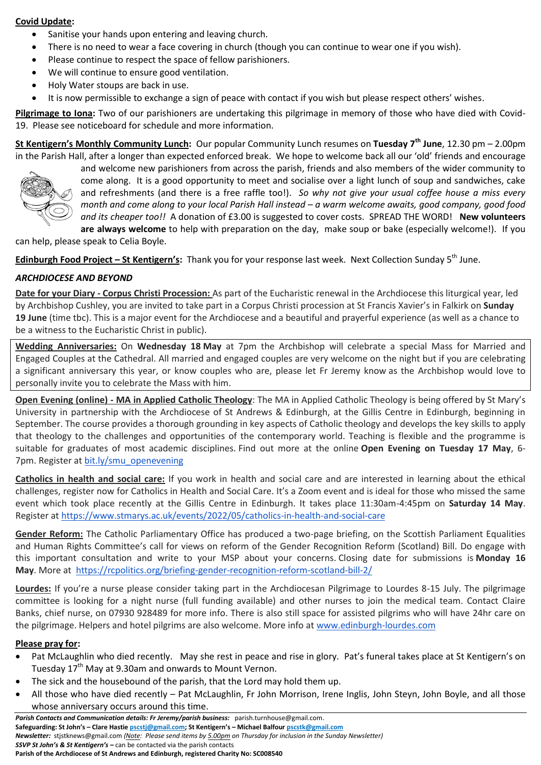**Covid Update:**

- Sanitise your hands upon entering and leaving church.
- There is no need to wear a face covering in church (though you can continue to wear one if you wish).
- Please continue to respect the space of fellow parishioners.
- We will continue to ensure good ventilation.
- Holy Water stoups are back in use.
- It is now permissible to exchange a sign of peace with contact if you wish but please respect others' wishes.

**Pilgrimage to Iona:** Two of our parishioners are undertaking this pilgrimage in memory of those who have died with Covid-19. Please see noticeboard for schedule and more information.

**St Kentigern's Monthly Community Lunch:** Our popular Community Lunch resumes on **Tuesday 7th June**, 12.30 pm – 2.00pm in the Parish Hall, after a longer than expected enforced break. We hope to welcome back all our 'old' friends and encourage and welcome new parishioners from across the parish, friends and also members of the wider community to come along. It is a good opportunity to meet and socialise over a light lunch of soup and sandwiches, cake and refreshments (and there is a free raffle too!). *So why not give your usual coffee house a miss every month and come along to your local Parish Hall instead – a warm welcome awaits, good company, good food and its cheaper too!!* A donation of £3.00 is suggested to cover costs. SPREAD THE WORD! **New volunteers are always welcome** to help with preparation on the day, make soup or bake (especially welcome!). If you can help, please speak to Celia Boyle.

**Edinburgh Food Project – St Kentigern's:** Thank you for your response last week. Next Collection Sunday 5th June.

*ARCHDIOCESE AND BEYOND*

**Date for your Diary - Corpus Christi Procession:** As part of the Eucharistic renewal in the Archdiocese this liturgical year, led by Archbishop Cushley, you are invited to take part in a Corpus Christi procession at St Francis Xavier's in Falkirk on **Sunday 19 June** (time tbc). This is a major event for the Archdiocese and a beautiful and prayerful experience (as well as a chance to be a witness to the Eucharistic Christ in public).

**Wedding Anniversaries:** On **Wednesday 18 May** at 7pm the Archbishop will celebrate a special Mass for Married and Engaged Couples at the Cathedral. All married and engaged couples are very welcome on the night but if you are celebrating a significant anniversary this year, or know couples who are, please let Fr Jeremy know as the Archbishop would love to personally invite you to celebrate the Mass with him.

**Open Evening (online) - MA in Applied Catholic Theology**: The MA in Applied Catholic Theology is being offered by St Mary's University in partnership with the Archdiocese of St Andrews & Edinburgh, at the Gillis Centre in Edinburgh, beginning in September. The course provides a thorough grounding in key aspects of Catholic theology and develops the key skills to apply that theology to the challenges and opportunities of the contemporary world. Teaching is flexible and the programme is suitable for graduates of most academic disciplines. Find out more at the online **Open Evening on Tuesday 17 May**, 6-7pm. Register at bit.ly/smu_openevening

**Catholics in health and social care:** If you work in health and social care and are interested in learning about the ethical challenges, register now for Catholics in Health and Social Care. It's a Zoom event and is ideal for those who missed the same event which took place recently at the Gillis Centre in Edinburgh. It takes place 11:30am-4:45pm on **Saturday 14 May**. Register at https://www.stmarys.ac.uk/events/2022/05/catholics-in-health-and-social-care

**Gender Reform:** The Catholic Parliamentary Office has produced a two-page briefing, on the Scottish Parliament Equalities and Human Rights Committee's call for views on reform of the Gender Recognition Reform (Scotland) Bill. Do engage with this important consultation and write to your MSP about your concerns. Closing date for submissions is **Monday 16 May**. More at https://rcpolitics.org/briefing-gender-recognition-reform-scotland-bill-2/

**Lourdes:** If you're a nurse please consider taking part in the Archdiocesan Pilgrimage to Lourdes 8-15 July. The pilgrimage committee is looking for a night nurse (full funding available) and other nurses to join the medical team. Contact Claire Banks, chief nurse, on 07930 928489 for more info. There is also still space for assisted pilgrims who will have 24hr care on the pilgrimage. Helpers and hotel pilgrims are also welcome. More info at www.edinburgh-lourdes.com

**Please pray for:**

- Pat McLaughlin who died recently. May she rest in peace and rise in glory. Pat's funeral takes place at St Kentigern's on Tuesday 17th May at 9.30am and onwards to Mount Vernon.
- The sick and the housebound of the parish, that the Lord may hold them up.
- All those who have died recently – Pat McLaughlin, Fr John Morrison, Irene Inglis, John Steyn, John Boyle, and all those whose anniversary occurs around this time.

***Parish Contacts and Communication details: Fr Jeremy/parish business:*** parish.turnhouse@gmail.com.
**Safeguarding: St John's – Clare Hastie pscstj@gmail.com; St Kentigern's – Michael Balfour pscstk@gmail.com**
***Newsletter:*** stjstknews@gmail.com *(Note: Please send items by 5.00pm on Thursday for inclusion in the Sunday Newsletter)*
***SSVP St John's & St Kentigern's –*** can be contacted via the parish contacts
**Parish of the Archdiocese of St Andrews and Edinburgh, registered Charity No: SC008540**